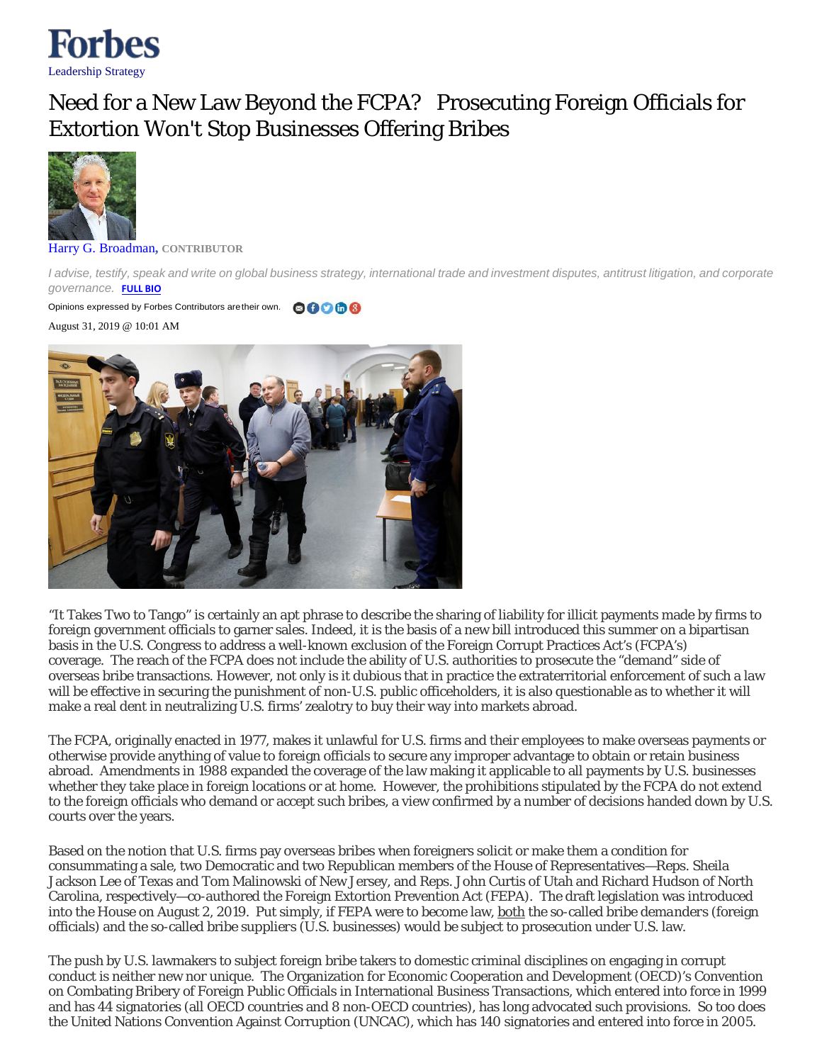Forbes

Leadership Strategy

# Need for a New Law Beyond the FCPA? Prosecuting Foreign Officials for Extortion Won't Stop Businesses Offering Bribes

Harry G. Broadman, CONTRIBUTOR

*I advise, testify, speak and write on global business strategy, international trade and investment disputes, antitrust litigation, and corporate governance.* FULL BIO

Opinions expressed by Forbes Contributors are their own.

August 31, 2019 @ 10:01 AM

"It Takes Two to Tango" is certainly an apt phrase to describe the sharing of liability for illicit payments made by firms to foreign government officials to garner sales. Indeed, it is the basis of a new bill introduced this summer on a bipartisan basis in the U.S. Congress to address a well-known exclusion of the Foreign Corrupt Practices Act's (FCPA's) coverage. The reach of the FCPA does not include the ability of U.S. authorities to prosecute the "demand" side of overseas bribe transactions. However, not only is it dubious that in practice the extraterritorial enforcement of such a law will be effective in securing the punishment of non-U.S. public officeholders, it is also questionable as to whether it will make a real dent in neutralizing U.S. firms' zealotry to buy their way into markets abroad.

The FCPA, originally enacted in 1977, makes it unlawful for U.S. firms and their employees to make overseas payments or otherwise provide anything of value to foreign officials to secure any improper advantage to obtain or retain business abroad. Amendments in 1988 expanded the coverage of the law making it applicable to all payments by U.S. businesses whether they take place in foreign locations or at home. However, the prohibitions stipulated by the FCPA do not extend to the foreign officials who demand or accept such bribes, a view confirmed by a number of decisions handed down by U.S. courts over the years.

Based on the notion that U.S. firms pay overseas bribes when foreigners solicit or make them a condition for consummating a sale, two Democratic and two Republican members of the House of Representatives—Reps. Sheila Jackson Lee of Texas and Tom Malinowski of New Jersey, and Reps. John Curtis of Utah and Richard Hudson of North Carolina, respectively—co-authored the Foreign Extortion Prevention Act (FEPA). The draft legislation was introduced into the House on August 2, 2019. Put simply, if FEPA were to become law, both the so-called bribe demanders (foreign officials) and the so-called bribe suppliers (U.S. businesses) would be subject to prosecution under U.S. law.

The push by U.S. lawmakers to subject foreign bribe takers to domestic criminal disciplines on engaging in corrupt conduct is neither new nor unique. The Organization for Economic Cooperation and Development (OECD)'s Convention on Combating Bribery of Foreign Public Officials in International Business Transactions, which entered into force in 1999 and has 44 signatories (all OECD countries and 8 non-OECD countries), has long advocated such provisions. So too does the United Nations Convention Against Corruption (UNCAC), which has 140 signatories and entered into force in 2005.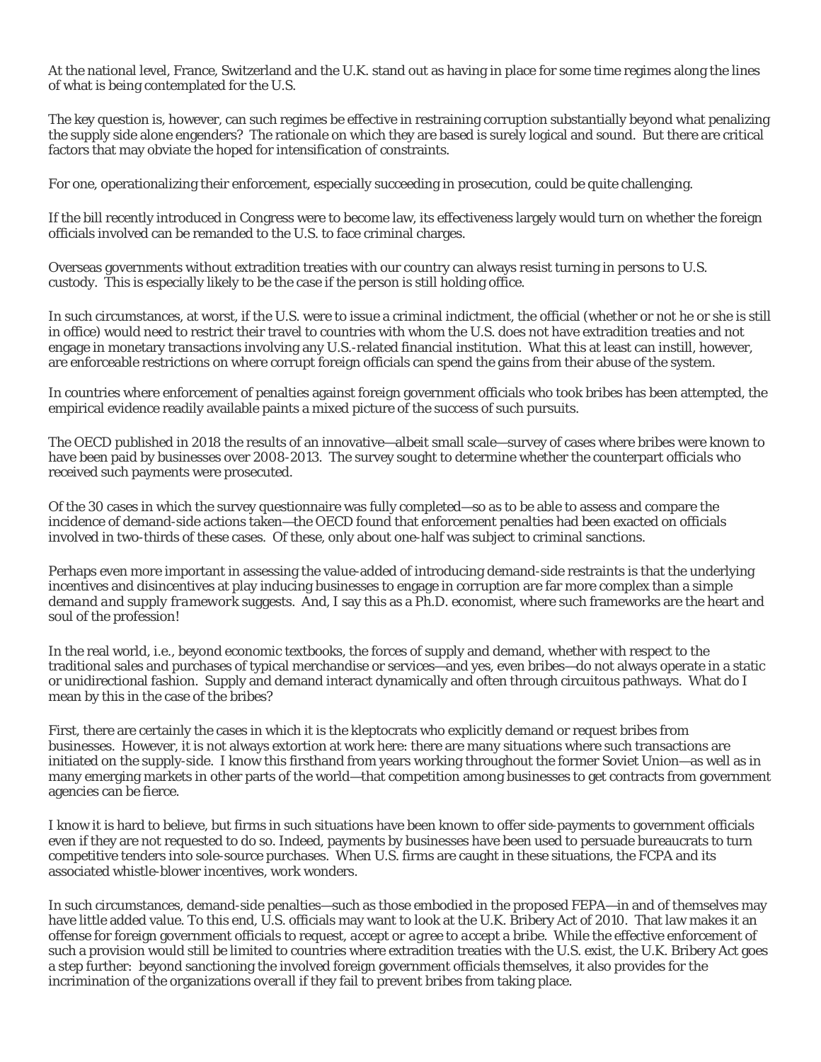At the national level, France, Switzerland and the U.K. stand out as having in place for some time regimes along the lines of what is being contemplated for the U.S.

The key question is, however, can such regimes be effective in restraining corruption substantially beyond what penalizing the supply side alone engenders? The rationale on which they are based is surely logical and sound. But there are critical factors that may obviate the hoped for intensification of constraints.

For one, operationalizing their enforcement, especially succeeding in prosecution, could be quite challenging.

If the bill recently introduced in Congress were to become law, its effectiveness largely would turn on whether the foreign officials involved can be remanded to the U.S. to face criminal charges.

Overseas governments without extradition treaties with our country can always resist turning in persons to U.S. custody. This is especially likely to be the case if the person is still holding office.

In such circumstances, at worst, if the U.S. were to issue a criminal indictment, the official (whether or not he or she is still in office) would need to restrict their travel to countries with whom the U.S. does not have extradition treaties and not engage in monetary transactions involving any U.S.-related financial institution. What this at least can instill, however, are enforceable restrictions on where corrupt foreign officials can spend the gains from their abuse of the system.

In countries where enforcement of penalties against foreign government officials who took bribes has been attempted, the empirical evidence readily available paints a mixed picture of the success of such pursuits.

The OECD published in 2018 the results of an innovative—albeit small scale—survey of cases where bribes were known to have been paid by businesses over 2008-2013. The survey sought to determine whether the counterpart officials who received such payments were prosecuted.

Of the 30 cases in which the survey questionnaire was fully completed—so as to be able to assess and compare the incidence of demand-side actions taken—the OECD found that enforcement penalties had been exacted on officials involved in two-thirds of these cases. Of these, only about one-half was subject to criminal sanctions.

Perhaps even more important in assessing the value-added of introducing demand-side restraints is that the underlying incentives and disincentives at play inducing businesses to engage in corruption are far more complex than a simple *demand and supply framework* suggests. And, I say this as a Ph.D. economist, where such frameworks are the heart and soul of the profession!

In the real world, i.e., beyond economic textbooks, the forces of supply and demand, whether with respect to the traditional sales and purchases of typical merchandise or services—and yes, even bribes—do not always operate in a static or unidirectional fashion. Supply and demand interact dynamically and often through circuitous pathways. What do I mean by this in the case of the bribes?

First, there are certainly the cases in which it is the kleptocrats who explicitly demand or request bribes from businesses. However, it is not always extortion at work here: there are many situations where such transactions are initiated on the supply-side. I know this firsthand from years working throughout the former Soviet Union—as well as in many emerging markets in other parts of the world—that competition among businesses to get contracts from government agencies can be fierce.

I know it is hard to believe, but firms in such situations have been known to offer side-payments to government officials even if they are not requested to do so. Indeed, payments by businesses have been used to persuade bureaucrats to turn competitive tenders into sole-source purchases. When U.S. firms are caught in these situations, the FCPA and its associated whistle-blower incentives, work wonders.

In such circumstances, demand-side penalties—such as those embodied in the proposed FEPA—in and of themselves may have little added value. To this end, U.S. officials may want to look at the U.K. Bribery Act of 2010. That law makes it an offense for foreign government officials to *request, accept or agree* to accept a bribe. While the effective enforcement of such a provision would still be limited to countries where extradition treaties with the U.S. exist, the U.K. Bribery Act goes a step further: beyond sanctioning the involved foreign government officials themselves, it also provides for the incrimination of the organizations *overall* if they fail to prevent bribes from taking place.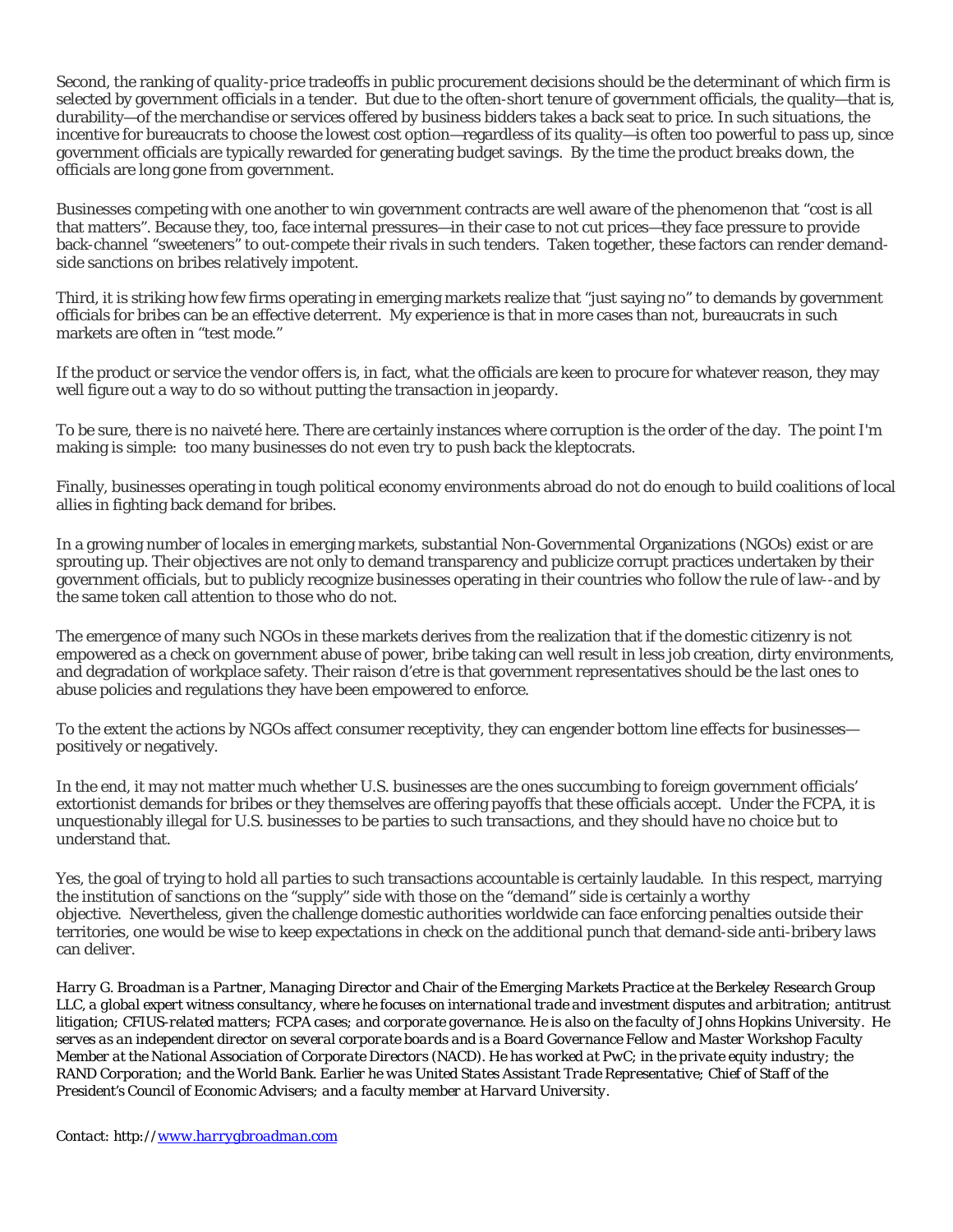Second, the ranking of *quality-price* tradeoffs in public procurement decisions should be the determinant of which firm is selected by government officials in a tender. But due to the often-short tenure of government officials, the quality—that is, durability—of the merchandise or services offered by business bidders takes a back seat to price. In such situations, the incentive for bureaucrats to choose the lowest cost option—regardless of its quality—is often too powerful to pass up, since government officials are typically rewarded for generating budget savings. By the time the product breaks down, the officials are long gone from government.

Businesses competing with one another to win government contracts are well aware of the phenomenon that "cost is all that matters". Because they, too, face internal pressures—in their case to not cut prices—they face pressure to provide back-channel "sweeteners" to out-compete their rivals in such tenders. Taken together, these factors can render demand-side sanctions on bribes relatively impotent.

Third, it is striking how few firms operating in emerging markets realize that "just saying no" to demands by government officials for bribes can be an effective deterrent. My experience is that in more cases than not, bureaucrats in such markets are often in "test mode."

If the product or service the vendor offers is, in fact, what the officials are keen to procure for whatever reason, they may well figure out a way to do so without putting the transaction in jeopardy.

To be sure, there is no naiveté here. There are certainly instances where corruption is the order of the day. The point I'm making is simple: too many businesses do not even *try* to push back the kleptocrats.

Finally, businesses operating in tough political economy environments abroad do not do enough to build coalitions of local allies in fighting back demand for bribes.

In a growing number of locales in emerging markets, substantial Non-Governmental Organizations (NGOs) exist or are sprouting up. Their objectives are not only to demand transparency and publicize corrupt practices undertaken by their government officials, but to publicly recognize businesses operating in their countries who follow the rule of law--and by the same token call attention to those who do not.

The emergence of many such NGOs in these markets derives from the realization that if the domestic citizenry is not empowered as a check on government abuse of power, bribe taking can well result in less job creation, dirty environments, and degradation of workplace safety. Their raison d'etre is that government representatives should be the last ones to abuse policies and regulations they have been empowered to enforce.

To the extent the actions by NGOs affect consumer receptivity, they can engender bottom line effects for businesses—positively or negatively.

In the end, it may not matter much whether U.S. businesses are the ones succumbing to foreign government officials' extortionist demands for bribes or they themselves are offering payoffs that these officials accept. Under the FCPA, it is unquestionably illegal for U.S. businesses to be parties to such transactions, and they should have no choice but to understand that.

Yes, the goal of trying to hold *all parties* to such transactions accountable is certainly laudable. In this respect, marrying the institution of sanctions on the "supply" side with those on the "demand" side is certainly a worthy objective. Nevertheless, given the challenge domestic authorities worldwide can face enforcing penalties outside their territories, one would be wise to keep expectations in check on the additional punch that demand-side anti-bribery laws can deliver.

*Harry G. Broadman is a Partner, Managing Director and Chair of the Emerging Markets Practice at the Berkeley Research Group LLC, a global expert witness consultancy, where he focuses on international trade and investment disputes and arbitration; antitrust litigation; CFIUS-related matters; FCPA cases; and corporate governance. He is also on the faculty of Johns Hopkins University. He serves as an independent director on several corporate boards and is a Board Governance Fellow and Master Workshop Faculty Member at the National Association of Corporate Directors (NACD). He has worked at PwC; in the private equity industry; the RAND Corporation; and the World Bank. Earlier he was United States Assistant Trade Representative; Chief of Staff of the President's Council of Economic Advisers; and a faculty member at Harvard University.*

*Contact: http://[www.harrygbroadman.com](http://www.harrygbroadman.com)*